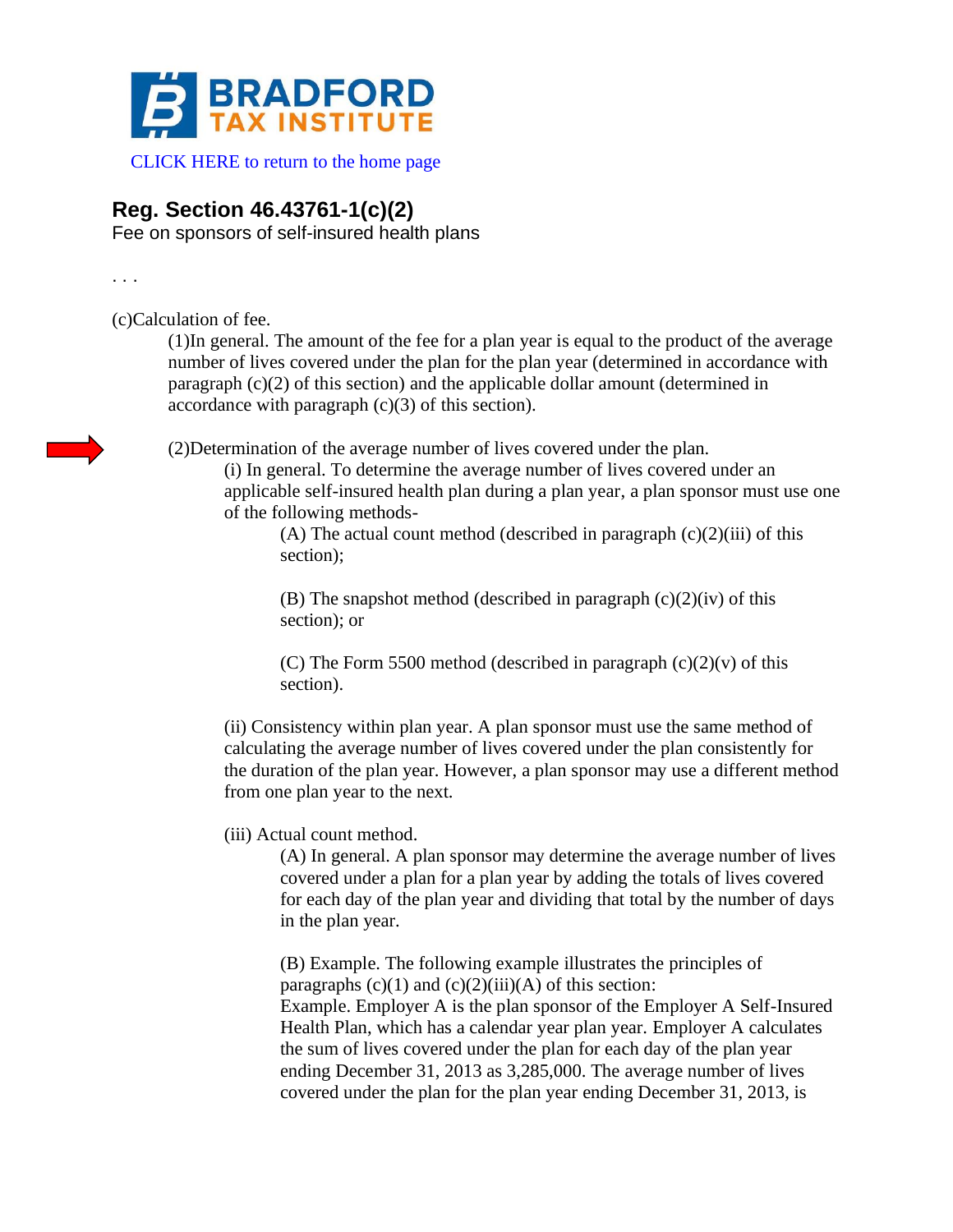**BRADFORD TAX INSTITUTE**

CLICK HERE to return to the home page

## Reg. Section 46.43761-1(c)(2)

Fee on sponsors of self-insured health plans

. . .

(c)Calculation of fee.

(1)In general. The amount of the fee for a plan year is equal to the product of the average number of lives covered under the plan for the plan year (determined in accordance with paragraph (c)(2) of this section) and the applicable dollar amount (determined in accordance with paragraph (c)(3) of this section).

(2)Determination of the average number of lives covered under the plan.

(i) In general. To determine the average number of lives covered under an applicable self-insured health plan during a plan year, a plan sponsor must use one of the following methods-

(A) The actual count method (described in paragraph (c)(2)(iii) of this section);

(B) The snapshot method (described in paragraph (c)(2)(iv) of this section); or

(C) The Form 5500 method (described in paragraph (c)(2)(v) of this section).

(ii) Consistency within plan year. A plan sponsor must use the same method of calculating the average number of lives covered under the plan consistently for the duration of the plan year. However, a plan sponsor may use a different method from one plan year to the next.

(iii) Actual count method.

(A) In general. A plan sponsor may determine the average number of lives covered under a plan for a plan year by adding the totals of lives covered for each day of the plan year and dividing that total by the number of days in the plan year.

(B) Example. The following example illustrates the principles of paragraphs (c)(1) and (c)(2)(iii)(A) of this section:

Example. Employer A is the plan sponsor of the Employer A Self-Insured Health Plan, which has a calendar year plan year. Employer A calculates the sum of lives covered under the plan for each day of the plan year ending December 31, 2013 as 3,285,000. The average number of lives covered under the plan for the plan year ending December 31, 2013, is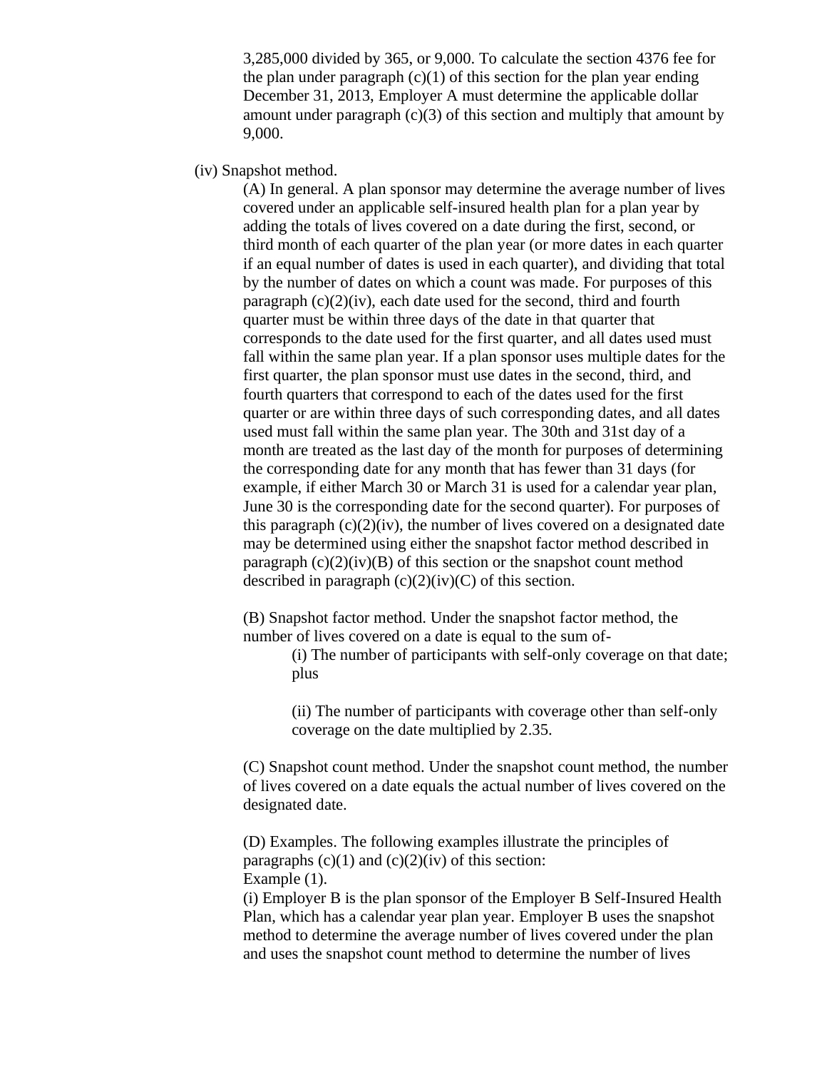3,285,000 divided by 365, or 9,000. To calculate the section 4376 fee for the plan under paragraph (c)(1) of this section for the plan year ending December 31, 2013, Employer A must determine the applicable dollar amount under paragraph (c)(3) of this section and multiply that amount by 9,000.

(iv) Snapshot method.

(A) In general. A plan sponsor may determine the average number of lives covered under an applicable self-insured health plan for a plan year by adding the totals of lives covered on a date during the first, second, or third month of each quarter of the plan year (or more dates in each quarter if an equal number of dates is used in each quarter), and dividing that total by the number of dates on which a count was made. For purposes of this paragraph (c)(2)(iv), each date used for the second, third and fourth quarter must be within three days of the date in that quarter that corresponds to the date used for the first quarter, and all dates used must fall within the same plan year. If a plan sponsor uses multiple dates for the first quarter, the plan sponsor must use dates in the second, third, and fourth quarters that correspond to each of the dates used for the first quarter or are within three days of such corresponding dates, and all dates used must fall within the same plan year. The 30th and 31st day of a month are treated as the last day of the month for purposes of determining the corresponding date for any month that has fewer than 31 days (for example, if either March 30 or March 31 is used for a calendar year plan, June 30 is the corresponding date for the second quarter). For purposes of this paragraph (c)(2)(iv), the number of lives covered on a designated date may be determined using either the snapshot factor method described in paragraph (c)(2)(iv)(B) of this section or the snapshot count method described in paragraph (c)(2)(iv)(C) of this section.

(B) Snapshot factor method. Under the snapshot factor method, the number of lives covered on a date is equal to the sum of-

(i) The number of participants with self-only coverage on that date; plus

(ii) The number of participants with coverage other than self-only coverage on the date multiplied by 2.35.

(C) Snapshot count method. Under the snapshot count method, the number of lives covered on a date equals the actual number of lives covered on the designated date.

(D) Examples. The following examples illustrate the principles of paragraphs (c)(1) and (c)(2)(iv) of this section:
Example (1).
(i) Employer B is the plan sponsor of the Employer B Self-Insured Health Plan, which has a calendar year plan year. Employer B uses the snapshot method to determine the average number of lives covered under the plan and uses the snapshot count method to determine the number of lives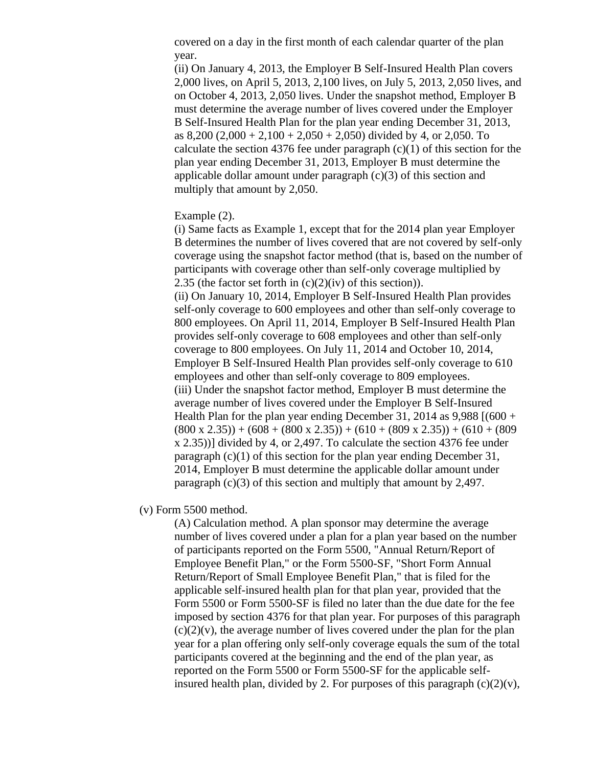covered on a day in the first month of each calendar quarter of the plan year.

(ii) On January 4, 2013, the Employer B Self-Insured Health Plan covers 2,000 lives, on April 5, 2013, 2,100 lives, on July 5, 2013, 2,050 lives, and on October 4, 2013, 2,050 lives. Under the snapshot method, Employer B must determine the average number of lives covered under the Employer B Self-Insured Health Plan for the plan year ending December 31, 2013, as 8,200 (2,000 + 2,100 + 2,050 + 2,050) divided by 4, or 2,050. To calculate the section 4376 fee under paragraph (c)(1) of this section for the plan year ending December 31, 2013, Employer B must determine the applicable dollar amount under paragraph (c)(3) of this section and multiply that amount by 2,050.

Example (2).

(i) Same facts as Example 1, except that for the 2014 plan year Employer B determines the number of lives covered that are not covered by self-only coverage using the snapshot factor method (that is, based on the number of participants with coverage other than self-only coverage multiplied by 2.35 (the factor set forth in (c)(2)(iv) of this section)).

(ii) On January 10, 2014, Employer B Self-Insured Health Plan provides self-only coverage to 600 employees and other than self-only coverage to 800 employees. On April 11, 2014, Employer B Self-Insured Health Plan provides self-only coverage to 608 employees and other than self-only coverage to 800 employees. On July 11, 2014 and October 10, 2014, Employer B Self-Insured Health Plan provides self-only coverage to 610 employees and other than self-only coverage to 809 employees.

(iii) Under the snapshot factor method, Employer B must determine the average number of lives covered under the Employer B Self-Insured Health Plan for the plan year ending December 31, 2014 as 9,988 [(600 + (800 x 2.35)) + (608 + (800 x 2.35)) + (610 + (809 x 2.35)) + (610 + (809 x 2.35))] divided by 4, or 2,497. To calculate the section 4376 fee under paragraph (c)(1) of this section for the plan year ending December 31, 2014, Employer B must determine the applicable dollar amount under paragraph (c)(3) of this section and multiply that amount by 2,497.

(v) Form 5500 method.

(A) Calculation method. A plan sponsor may determine the average number of lives covered under a plan for a plan year based on the number of participants reported on the Form 5500, "Annual Return/Report of Employee Benefit Plan," or the Form 5500-SF, "Short Form Annual Return/Report of Small Employee Benefit Plan," that is filed for the applicable self-insured health plan for that plan year, provided that the Form 5500 or Form 5500-SF is filed no later than the due date for the fee imposed by section 4376 for that plan year. For purposes of this paragraph (c)(2)(v), the average number of lives covered under the plan for the plan year for a plan offering only self-only coverage equals the sum of the total participants covered at the beginning and the end of the plan year, as reported on the Form 5500 or Form 5500-SF for the applicable self-insured health plan, divided by 2. For purposes of this paragraph (c)(2)(v),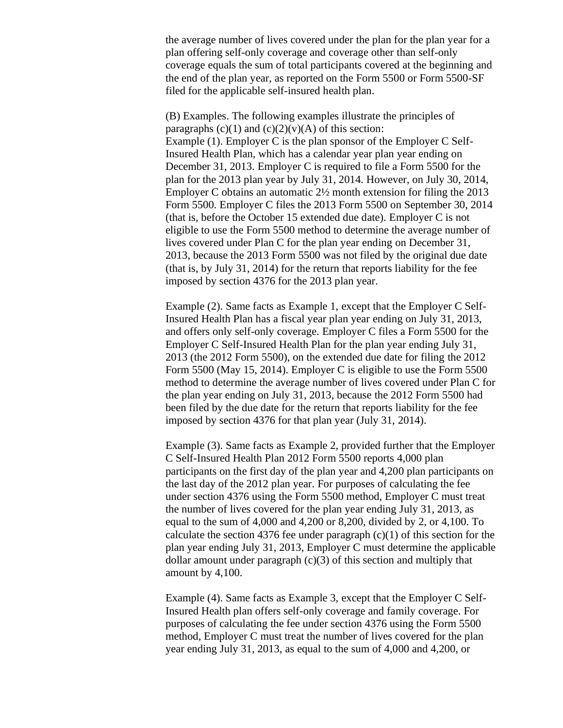the average number of lives covered under the plan for the plan year for a plan offering self-only coverage and coverage other than self-only coverage equals the sum of total participants covered at the beginning and the end of the plan year, as reported on the Form 5500 or Form 5500-SF filed for the applicable self-insured health plan.

(B) Examples. The following examples illustrate the principles of paragraphs (c)(1) and (c)(2)(v)(A) of this section:
Example (1). Employer C is the plan sponsor of the Employer C Self-Insured Health Plan, which has a calendar year plan year ending on December 31, 2013. Employer C is required to file a Form 5500 for the plan for the 2013 plan year by July 31, 2014. However, on July 30, 2014, Employer C obtains an automatic 2½ month extension for filing the 2013 Form 5500. Employer C files the 2013 Form 5500 on September 30, 2014 (that is, before the October 15 extended due date). Employer C is not eligible to use the Form 5500 method to determine the average number of lives covered under Plan C for the plan year ending on December 31, 2013, because the 2013 Form 5500 was not filed by the original due date (that is, by July 31, 2014) for the return that reports liability for the fee imposed by section 4376 for the 2013 plan year.

Example (2). Same facts as Example 1, except that the Employer C Self-Insured Health Plan has a fiscal year plan year ending on July 31, 2013, and offers only self-only coverage. Employer C files a Form 5500 for the Employer C Self-Insured Health Plan for the plan year ending July 31, 2013 (the 2012 Form 5500), on the extended due date for filing the 2012 Form 5500 (May 15, 2014). Employer C is eligible to use the Form 5500 method to determine the average number of lives covered under Plan C for the plan year ending on July 31, 2013, because the 2012 Form 5500 had been filed by the due date for the return that reports liability for the fee imposed by section 4376 for that plan year (July 31, 2014).

Example (3). Same facts as Example 2, provided further that the Employer C Self-Insured Health Plan 2012 Form 5500 reports 4,000 plan participants on the first day of the plan year and 4,200 plan participants on the last day of the 2012 plan year. For purposes of calculating the fee under section 4376 using the Form 5500 method, Employer C must treat the number of lives covered for the plan year ending July 31, 2013, as equal to the sum of 4,000 and 4,200 or 8,200, divided by 2, or 4,100. To calculate the section 4376 fee under paragraph (c)(1) of this section for the plan year ending July 31, 2013, Employer C must determine the applicable dollar amount under paragraph (c)(3) of this section and multiply that amount by 4,100.

Example (4). Same facts as Example 3, except that the Employer C Self-Insured Health plan offers self-only coverage and family coverage. For purposes of calculating the fee under section 4376 using the Form 5500 method, Employer C must treat the number of lives covered for the plan year ending July 31, 2013, as equal to the sum of 4,000 and 4,200, or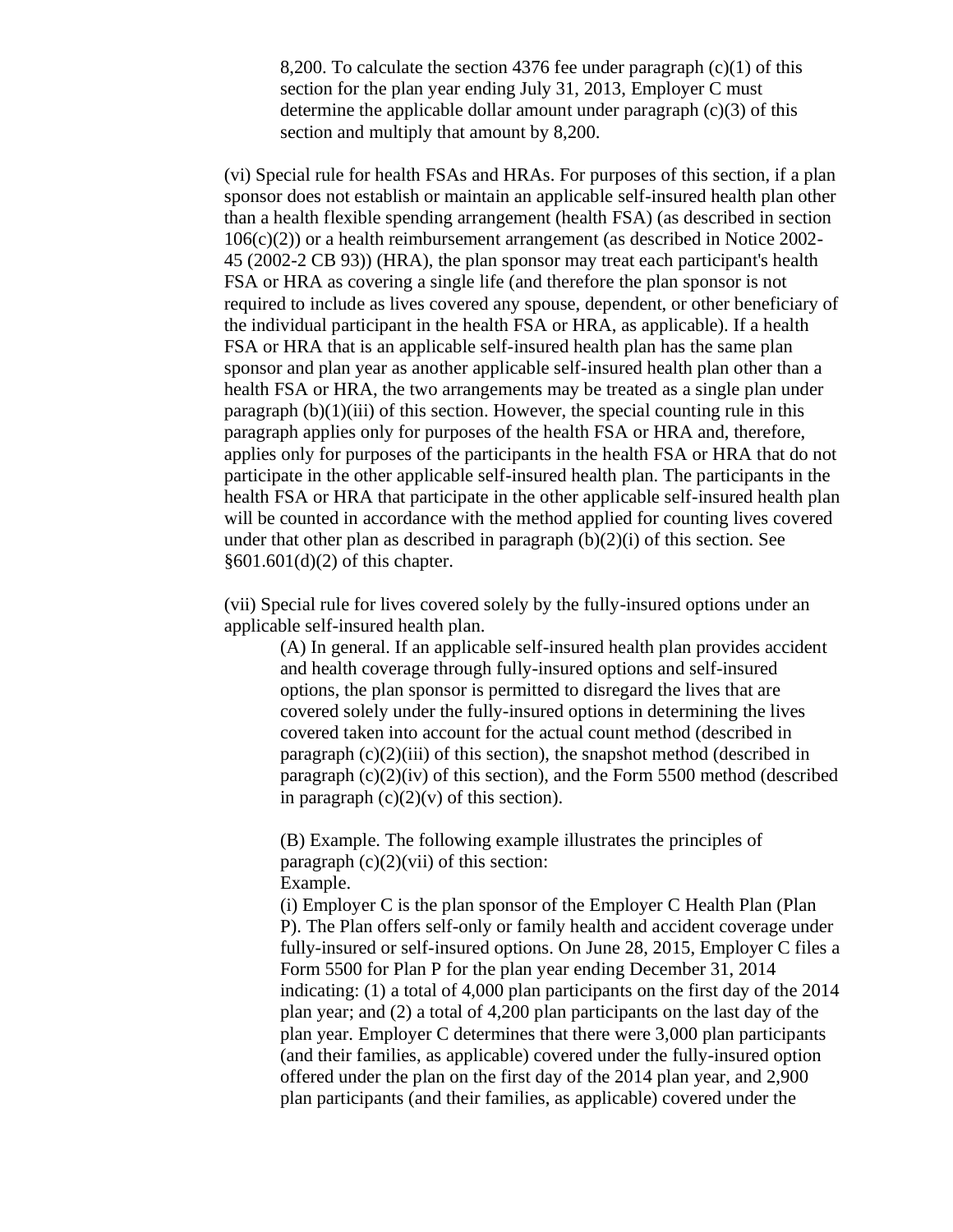8,200. To calculate the section 4376 fee under paragraph (c)(1) of this section for the plan year ending July 31, 2013, Employer C must determine the applicable dollar amount under paragraph (c)(3) of this section and multiply that amount by 8,200.

(vi) Special rule for health FSAs and HRAs. For purposes of this section, if a plan sponsor does not establish or maintain an applicable self-insured health plan other than a health flexible spending arrangement (health FSA) (as described in section 106(c)(2)) or a health reimbursement arrangement (as described in Notice 2002-45 (2002-2 CB 93)) (HRA), the plan sponsor may treat each participant's health FSA or HRA as covering a single life (and therefore the plan sponsor is not required to include as lives covered any spouse, dependent, or other beneficiary of the individual participant in the health FSA or HRA, as applicable). If a health FSA or HRA that is an applicable self-insured health plan has the same plan sponsor and plan year as another applicable self-insured health plan other than a health FSA or HRA, the two arrangements may be treated as a single plan under paragraph (b)(1)(iii) of this section. However, the special counting rule in this paragraph applies only for purposes of the health FSA or HRA and, therefore, applies only for purposes of the participants in the health FSA or HRA that do not participate in the other applicable self-insured health plan. The participants in the health FSA or HRA that participate in the other applicable self-insured health plan will be counted in accordance with the method applied for counting lives covered under that other plan as described in paragraph (b)(2)(i) of this section. See §601.601(d)(2) of this chapter.

(vii) Special rule for lives covered solely by the fully-insured options under an applicable self-insured health plan.

(A) In general. If an applicable self-insured health plan provides accident and health coverage through fully-insured options and self-insured options, the plan sponsor is permitted to disregard the lives that are covered solely under the fully-insured options in determining the lives covered taken into account for the actual count method (described in paragraph (c)(2)(iii) of this section), the snapshot method (described in paragraph (c)(2)(iv) of this section), and the Form 5500 method (described in paragraph (c)(2)(v) of this section).

(B) Example. The following example illustrates the principles of paragraph (c)(2)(vii) of this section:

Example.

(i) Employer C is the plan sponsor of the Employer C Health Plan (Plan P). The Plan offers self-only or family health and accident coverage under fully-insured or self-insured options. On June 28, 2015, Employer C files a Form 5500 for Plan P for the plan year ending December 31, 2014 indicating: (1) a total of 4,000 plan participants on the first day of the 2014 plan year; and (2) a total of 4,200 plan participants on the last day of the plan year. Employer C determines that there were 3,000 plan participants (and their families, as applicable) covered under the fully-insured option offered under the plan on the first day of the 2014 plan year, and 2,900 plan participants (and their families, as applicable) covered under the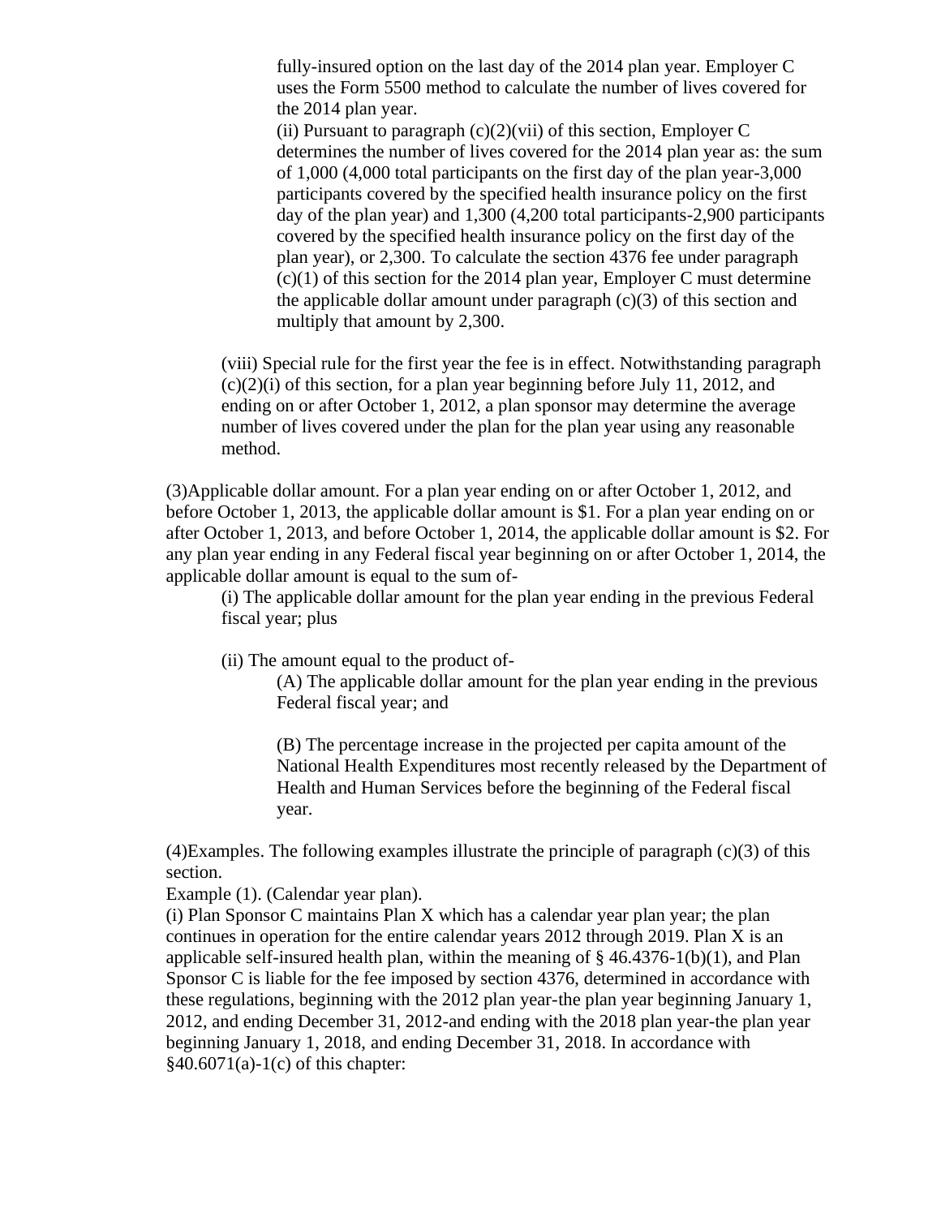fully-insured option on the last day of the 2014 plan year. Employer C uses the Form 5500 method to calculate the number of lives covered for the 2014 plan year.

(ii) Pursuant to paragraph (c)(2)(vii) of this section, Employer C determines the number of lives covered for the 2014 plan year as: the sum of 1,000 (4,000 total participants on the first day of the plan year-3,000 participants covered by the specified health insurance policy on the first day of the plan year) and 1,300 (4,200 total participants-2,900 participants covered by the specified health insurance policy on the first day of the plan year), or 2,300. To calculate the section 4376 fee under paragraph (c)(1) of this section for the 2014 plan year, Employer C must determine the applicable dollar amount under paragraph (c)(3) of this section and multiply that amount by 2,300.

(viii) Special rule for the first year the fee is in effect. Notwithstanding paragraph (c)(2)(i) of this section, for a plan year beginning before July 11, 2012, and ending on or after October 1, 2012, a plan sponsor may determine the average number of lives covered under the plan for the plan year using any reasonable method.

(3)Applicable dollar amount. For a plan year ending on or after October 1, 2012, and before October 1, 2013, the applicable dollar amount is $1. For a plan year ending on or after October 1, 2013, and before October 1, 2014, the applicable dollar amount is $2. For any plan year ending in any Federal fiscal year beginning on or after October 1, 2014, the applicable dollar amount is equal to the sum of-

(i) The applicable dollar amount for the plan year ending in the previous Federal fiscal year; plus

(ii) The amount equal to the product of-

(A) The applicable dollar amount for the plan year ending in the previous Federal fiscal year; and

(B) The percentage increase in the projected per capita amount of the National Health Expenditures most recently released by the Department of Health and Human Services before the beginning of the Federal fiscal year.

(4)Examples. The following examples illustrate the principle of paragraph (c)(3) of this section.

Example (1). (Calendar year plan).

(i) Plan Sponsor C maintains Plan X which has a calendar year plan year; the plan continues in operation for the entire calendar years 2012 through 2019. Plan X is an applicable self-insured health plan, within the meaning of § 46.4376-1(b)(1), and Plan Sponsor C is liable for the fee imposed by section 4376, determined in accordance with these regulations, beginning with the 2012 plan year-the plan year beginning January 1, 2012, and ending December 31, 2012-and ending with the 2018 plan year-the plan year beginning January 1, 2018, and ending December 31, 2018. In accordance with §40.6071(a)-1(c) of this chapter: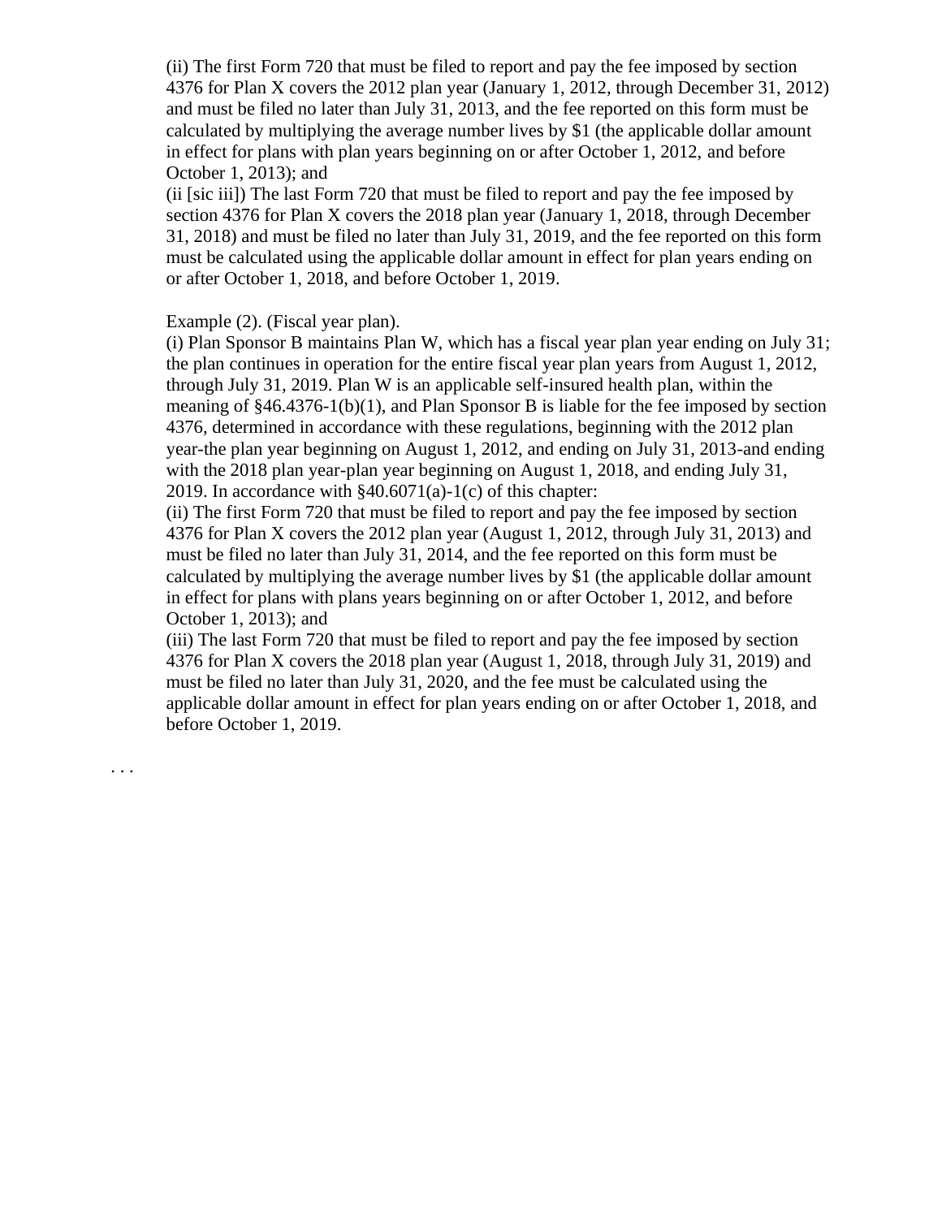(ii) The first Form 720 that must be filed to report and pay the fee imposed by section 4376 for Plan X covers the 2012 plan year (January 1, 2012, through December 31, 2012) and must be filed no later than July 31, 2013, and the fee reported on this form must be calculated by multiplying the average number lives by $1 (the applicable dollar amount in effect for plans with plan years beginning on or after October 1, 2012, and before October 1, 2013); and

(ii [sic iii]) The last Form 720 that must be filed to report and pay the fee imposed by section 4376 for Plan X covers the 2018 plan year (January 1, 2018, through December 31, 2018) and must be filed no later than July 31, 2019, and the fee reported on this form must be calculated using the applicable dollar amount in effect for plan years ending on or after October 1, 2018, and before October 1, 2019.

Example (2). (Fiscal year plan).

(i) Plan Sponsor B maintains Plan W, which has a fiscal year plan year ending on July 31; the plan continues in operation for the entire fiscal year plan years from August 1, 2012, through July 31, 2019. Plan W is an applicable self-insured health plan, within the meaning of §46.4376-1(b)(1), and Plan Sponsor B is liable for the fee imposed by section 4376, determined in accordance with these regulations, beginning with the 2012 plan year-the plan year beginning on August 1, 2012, and ending on July 31, 2013-and ending with the 2018 plan year-plan year beginning on August 1, 2018, and ending July 31, 2019. In accordance with §40.6071(a)-1(c) of this chapter:

(ii) The first Form 720 that must be filed to report and pay the fee imposed by section 4376 for Plan X covers the 2012 plan year (August 1, 2012, through July 31, 2013) and must be filed no later than July 31, 2014, and the fee reported on this form must be calculated by multiplying the average number lives by $1 (the applicable dollar amount in effect for plans with plans years beginning on or after October 1, 2012, and before October 1, 2013); and

(iii) The last Form 720 that must be filed to report and pay the fee imposed by section 4376 for Plan X covers the 2018 plan year (August 1, 2018, through July 31, 2019) and must be filed no later than July 31, 2020, and the fee must be calculated using the applicable dollar amount in effect for plan years ending on or after October 1, 2018, and before October 1, 2019.

. . .